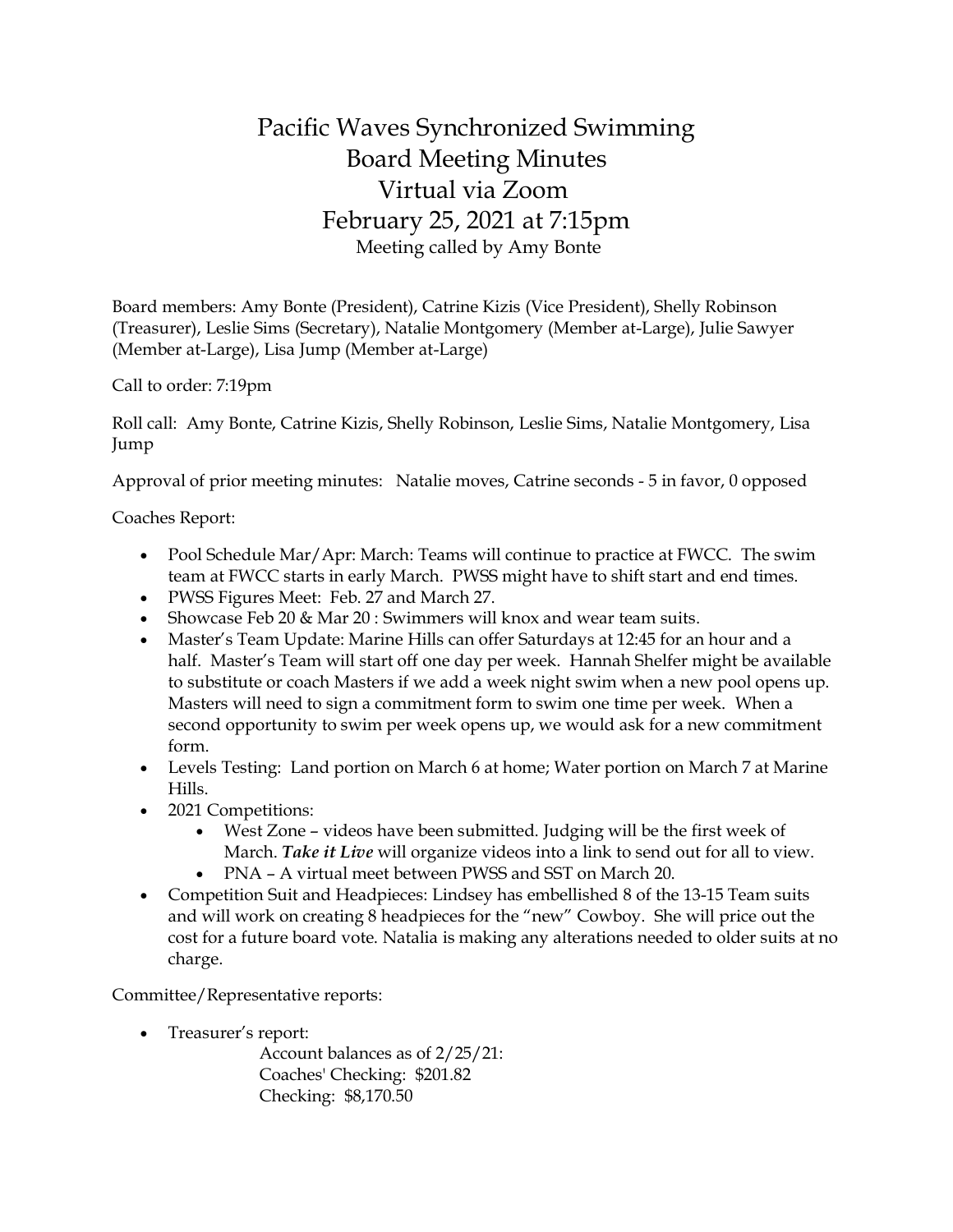# Pacific Waves Synchronized Swimming
# Board Meeting Minutes
# Virtual via Zoom
# February 25, 2021 at 7:15pm

Meeting called by Amy Bonte

Board members: Amy Bonte (President), Catrine Kizis (Vice President), Shelly Robinson (Treasurer), Leslie Sims (Secretary), Natalie Montgomery (Member at-Large), Julie Sawyer (Member at-Large), Lisa Jump (Member at-Large)

Call to order: 7:19pm

Roll call: Amy Bonte, Catrine Kizis, Shelly Robinson, Leslie Sims, Natalie Montgomery, Lisa Jump

Approval of prior meeting minutes: Natalie moves, Catrine seconds - 5 in favor, 0 opposed

Coaches Report:

- Pool Schedule Mar/Apr: March: Teams will continue to practice at FWCC. The swim team at FWCC starts in early March. PWSS might have to shift start and end times.
- PWSS Figures Meet: Feb. 27 and March 27.
- Showcase Feb 20 & Mar 20 : Swimmers will knox and wear team suits.
- Master's Team Update: Marine Hills can offer Saturdays at 12:45 for an hour and a half. Master's Team will start off one day per week. Hannah Shelfer might be available to substitute or coach Masters if we add a week night swim when a new pool opens up. Masters will need to sign a commitment form to swim one time per week. When a second opportunity to swim per week opens up, we would ask for a new commitment form.
- Levels Testing: Land portion on March 6 at home; Water portion on March 7 at Marine Hills.
- 2021 Competitions:
  - West Zone – videos have been submitted. Judging will be the first week of March. ***Take it Live*** will organize videos into a link to send out for all to view.
  - PNA – A virtual meet between PWSS and SST on March 20.
- Competition Suit and Headpieces: Lindsey has embellished 8 of the 13-15 Team suits and will work on creating 8 headpieces for the "new" Cowboy. She will price out the cost for a future board vote. Natalia is making any alterations needed to older suits at no charge.

Committee/Representative reports:

- Treasurer's report:

  Account balances as of 2/25/21:
  Coaches' Checking: $201.82
  Checking: $8,170.50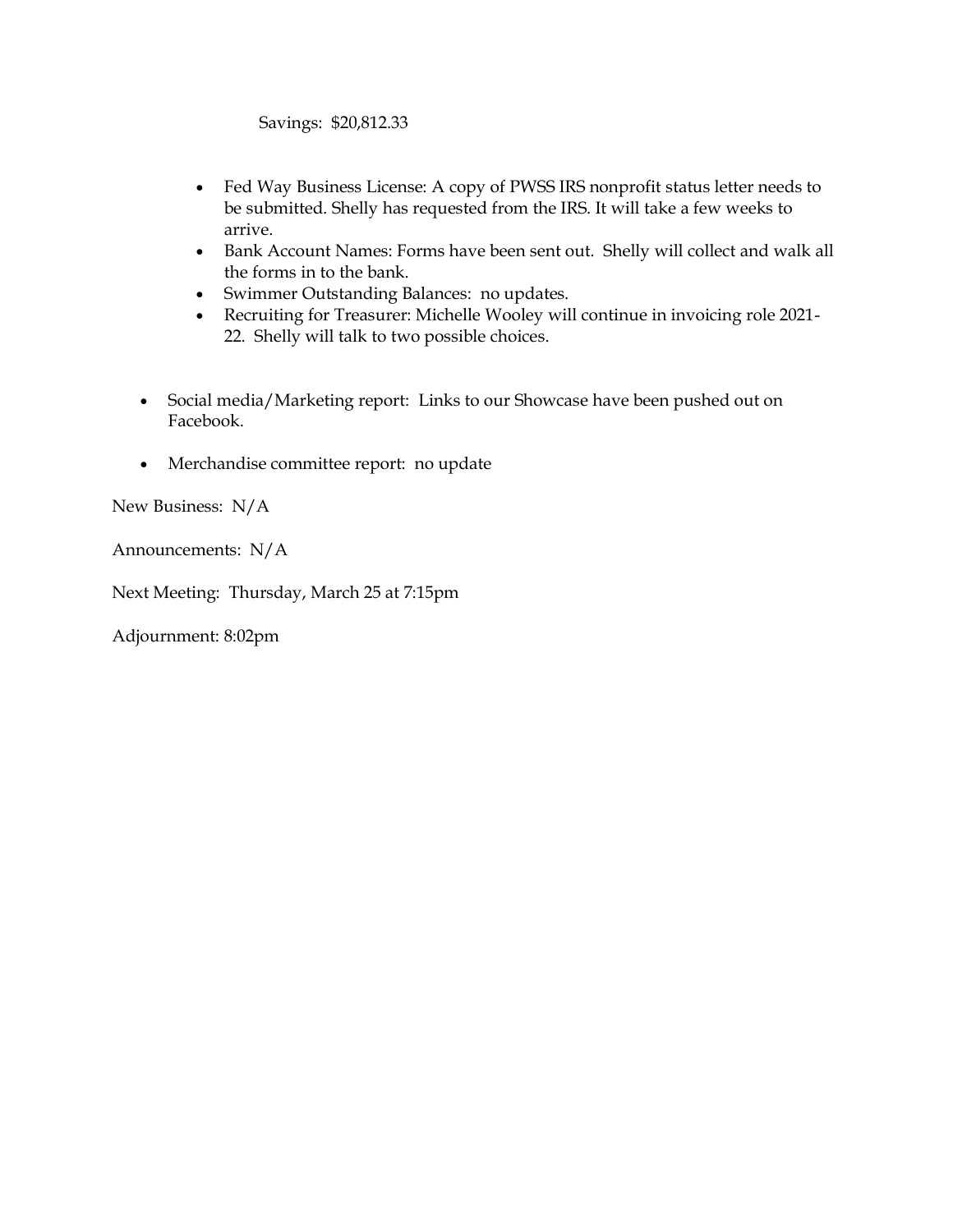Savings: $20,812.33

- Fed Way Business License: A copy of PWSS IRS nonprofit status letter needs to be submitted. Shelly has requested from the IRS. It will take a few weeks to arrive.
- Bank Account Names: Forms have been sent out. Shelly will collect and walk all the forms in to the bank.
- Swimmer Outstanding Balances: no updates.
- Recruiting for Treasurer: Michelle Wooley will continue in invoicing role 2021-22. Shelly will talk to two possible choices.

- Social media/Marketing report: Links to our Showcase have been pushed out on Facebook.
- Merchandise committee report: no update

New Business: N/A

Announcements: N/A

Next Meeting: Thursday, March 25 at 7:15pm

Adjournment: 8:02pm